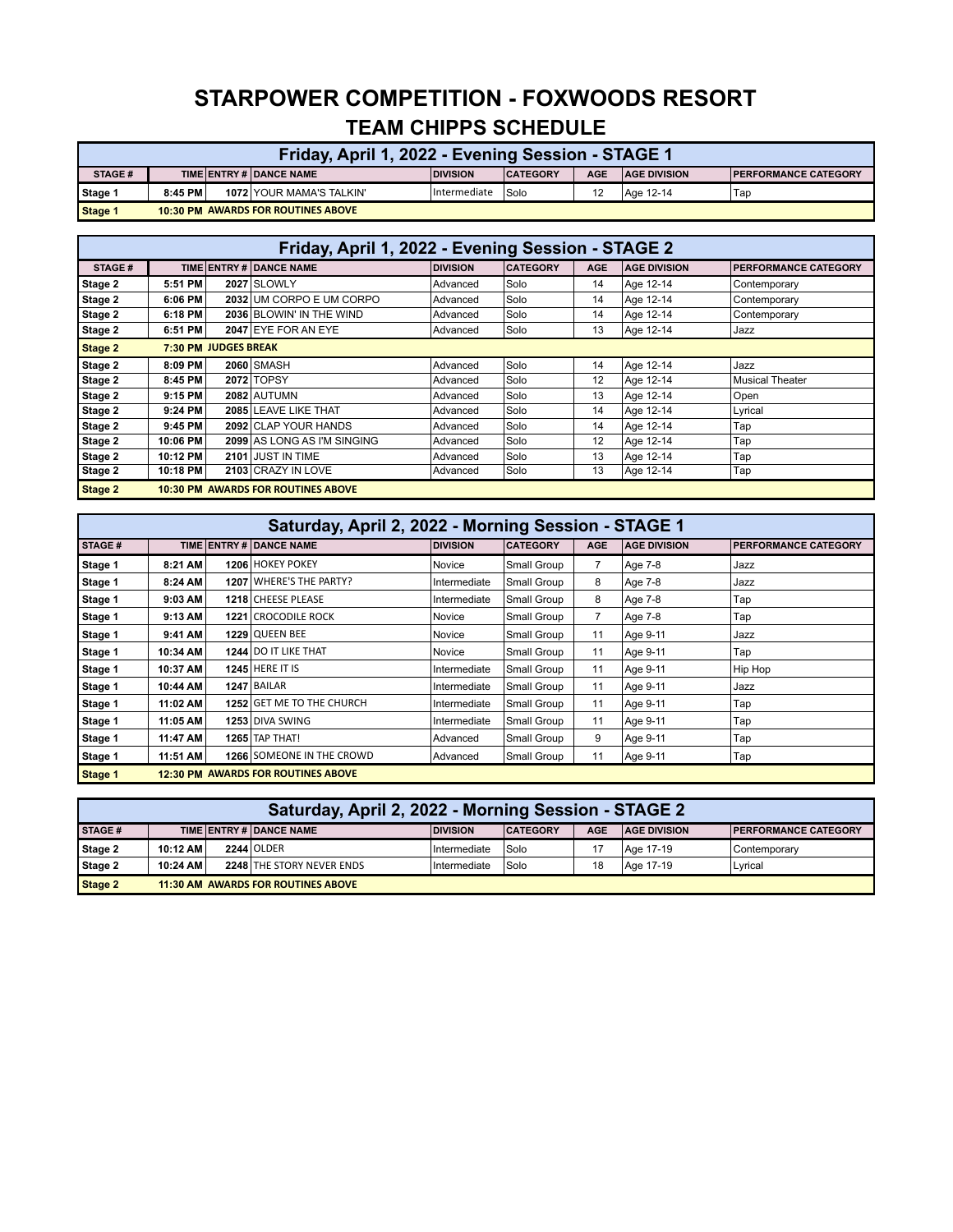# STARPOWER COMPETITION - FOXWOODS RESORT

## TEAM CHIPPS SCHEDULE

### Friday, April 1, 2022 - Evening Session - STAGE 1

| STAGE # | TIME | ENTRY # | DANCE NAME | DIVISION | CATEGORY | AGE | AGE DIVISION | PERFORMANCE CATEGORY |
|---|---|---|---|---|---|---|---|---|
| Stage 1 | 8:45 PM | 1072 | YOUR MAMA'S TALKIN' | Intermediate | Solo | 12 | Age 12-14 | Tap |
| Stage 1 | 10:30 PM | | AWARDS FOR ROUTINES ABOVE | | | | | |

### Friday, April 1, 2022 - Evening Session - STAGE 2

| STAGE # | TIME | ENTRY # | DANCE NAME | DIVISION | CATEGORY | AGE | AGE DIVISION | PERFORMANCE CATEGORY |
|---|---|---|---|---|---|---|---|---|
| Stage 2 | 5:51 PM | 2027 | SLOWLY | Advanced | Solo | 14 | Age 12-14 | Contemporary |
| Stage 2 | 6:06 PM | 2032 | UM CORPO E UM CORPO | Advanced | Solo | 14 | Age 12-14 | Contemporary |
| Stage 2 | 6:18 PM | 2036 | BLOWIN' IN THE WIND | Advanced | Solo | 14 | Age 12-14 | Contemporary |
| Stage 2 | 6:51 PM | 2047 | EYE FOR AN EYE | Advanced | Solo | 13 | Age 12-14 | Jazz |
| Stage 2 | 7:30 PM | | JUDGES BREAK | | | | | |
| Stage 2 | 8:09 PM | 2060 | SMASH | Advanced | Solo | 14 | Age 12-14 | Jazz |
| Stage 2 | 8:45 PM | 2072 | TOPSY | Advanced | Solo | 12 | Age 12-14 | Musical Theater |
| Stage 2 | 9:15 PM | 2082 | AUTUMN | Advanced | Solo | 13 | Age 12-14 | Open |
| Stage 2 | 9:24 PM | 2085 | LEAVE LIKE THAT | Advanced | Solo | 14 | Age 12-14 | Lyrical |
| Stage 2 | 9:45 PM | 2092 | CLAP YOUR HANDS | Advanced | Solo | 14 | Age 12-14 | Tap |
| Stage 2 | 10:06 PM | 2099 | AS LONG AS I'M SINGING | Advanced | Solo | 12 | Age 12-14 | Tap |
| Stage 2 | 10:12 PM | 2101 | JUST IN TIME | Advanced | Solo | 13 | Age 12-14 | Tap |
| Stage 2 | 10:18 PM | 2103 | CRAZY IN LOVE | Advanced | Solo | 13 | Age 12-14 | Tap |
| Stage 2 | 10:30 PM | | AWARDS FOR ROUTINES ABOVE | | | | | |

### Saturday, April 2, 2022 - Morning Session - STAGE 1

| STAGE # | TIME | ENTRY # | DANCE NAME | DIVISION | CATEGORY | AGE | AGE DIVISION | PERFORMANCE CATEGORY |
|---|---|---|---|---|---|---|---|---|
| Stage 1 | 8:21 AM | 1206 | HOKEY POKEY | Novice | Small Group | 7 | Age 7-8 | Jazz |
| Stage 1 | 8:24 AM | 1207 | WHERE'S THE PARTY? | Intermediate | Small Group | 8 | Age 7-8 | Jazz |
| Stage 1 | 9:03 AM | 1218 | CHEESE PLEASE | Intermediate | Small Group | 8 | Age 7-8 | Tap |
| Stage 1 | 9:13 AM | 1221 | CROCODILE ROCK | Novice | Small Group | 7 | Age 7-8 | Tap |
| Stage 1 | 9:41 AM | 1229 | QUEEN BEE | Novice | Small Group | 11 | Age 9-11 | Jazz |
| Stage 1 | 10:34 AM | 1244 | DO IT LIKE THAT | Novice | Small Group | 11 | Age 9-11 | Tap |
| Stage 1 | 10:37 AM | 1245 | HERE IT IS | Intermediate | Small Group | 11 | Age 9-11 | Hip Hop |
| Stage 1 | 10:44 AM | 1247 | BAILAR | Intermediate | Small Group | 11 | Age 9-11 | Jazz |
| Stage 1 | 11:02 AM | 1252 | GET ME TO THE CHURCH | Intermediate | Small Group | 11 | Age 9-11 | Tap |
| Stage 1 | 11:05 AM | 1253 | DIVA SWING | Intermediate | Small Group | 11 | Age 9-11 | Tap |
| Stage 1 | 11:47 AM | 1265 | TAP THAT! | Advanced | Small Group | 9 | Age 9-11 | Tap |
| Stage 1 | 11:51 AM | 1266 | SOMEONE IN THE CROWD | Advanced | Small Group | 11 | Age 9-11 | Tap |
| Stage 1 | 12:30 PM | | AWARDS FOR ROUTINES ABOVE | | | | | |

### Saturday, April 2, 2022 - Morning Session - STAGE 2

| STAGE # | TIME | ENTRY # | DANCE NAME | DIVISION | CATEGORY | AGE | AGE DIVISION | PERFORMANCE CATEGORY |
|---|---|---|---|---|---|---|---|---|
| Stage 2 | 10:12 AM | 2244 | OLDER | Intermediate | Solo | 17 | Age 17-19 | Contemporary |
| Stage 2 | 10:24 AM | 2248 | THE STORY NEVER ENDS | Intermediate | Solo | 18 | Age 17-19 | Lyrical |
| Stage 2 | 11:30 AM | | AWARDS FOR ROUTINES ABOVE | | | | | |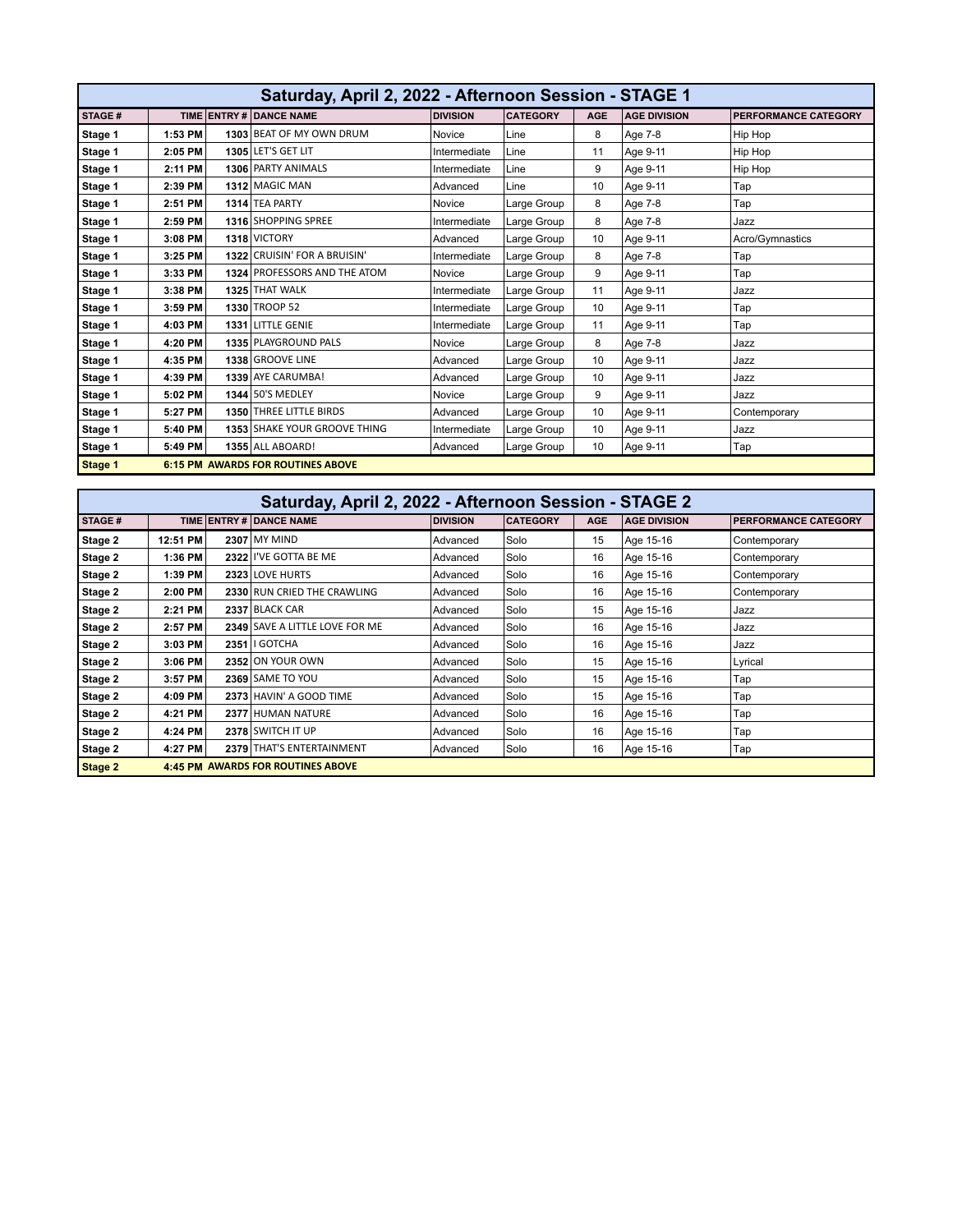## Saturday, April 2, 2022 - Afternoon Session - STAGE 1

| STAGE # | TIME | ENTRY # | DANCE NAME | DIVISION | CATEGORY | AGE | AGE DIVISION | PERFORMANCE CATEGORY |
|---|---|---|---|---|---|---|---|---|
| Stage 1 | 1:53 PM | 1303 | BEAT OF MY OWN DRUM | Novice | Line | 8 | Age 7-8 | Hip Hop |
| Stage 1 | 2:05 PM | 1305 | LET'S GET LIT | Intermediate | Line | 11 | Age 9-11 | Hip Hop |
| Stage 1 | 2:11 PM | 1306 | PARTY ANIMALS | Intermediate | Line | 9 | Age 9-11 | Hip Hop |
| Stage 1 | 2:39 PM | 1312 | MAGIC MAN | Advanced | Line | 10 | Age 9-11 | Tap |
| Stage 1 | 2:51 PM | 1314 | TEA PARTY | Novice | Large Group | 8 | Age 7-8 | Tap |
| Stage 1 | 2:59 PM | 1316 | SHOPPING SPREE | Intermediate | Large Group | 8 | Age 7-8 | Jazz |
| Stage 1 | 3:08 PM | 1318 | VICTORY | Advanced | Large Group | 10 | Age 9-11 | Acro/Gymnastics |
| Stage 1 | 3:25 PM | 1322 | CRUISIN' FOR A BRUISIN' | Intermediate | Large Group | 8 | Age 7-8 | Tap |
| Stage 1 | 3:33 PM | 1324 | PROFESSORS AND THE ATOM | Novice | Large Group | 9 | Age 9-11 | Tap |
| Stage 1 | 3:38 PM | 1325 | THAT WALK | Intermediate | Large Group | 11 | Age 9-11 | Jazz |
| Stage 1 | 3:59 PM | 1330 | TROOP 52 | Intermediate | Large Group | 10 | Age 9-11 | Tap |
| Stage 1 | 4:03 PM | 1331 | LITTLE GENIE | Intermediate | Large Group | 11 | Age 9-11 | Tap |
| Stage 1 | 4:20 PM | 1335 | PLAYGROUND PALS | Novice | Large Group | 8 | Age 7-8 | Jazz |
| Stage 1 | 4:35 PM | 1338 | GROOVE LINE | Advanced | Large Group | 10 | Age 9-11 | Jazz |
| Stage 1 | 4:39 PM | 1339 | AYE CARUMBA! | Advanced | Large Group | 10 | Age 9-11 | Jazz |
| Stage 1 | 5:02 PM | 1344 | 50'S MEDLEY | Novice | Large Group | 9 | Age 9-11 | Jazz |
| Stage 1 | 5:27 PM | 1350 | THREE LITTLE BIRDS | Advanced | Large Group | 10 | Age 9-11 | Contemporary |
| Stage 1 | 5:40 PM | 1353 | SHAKE YOUR GROOVE THING | Intermediate | Large Group | 10 | Age 9-11 | Jazz |
| Stage 1 | 5:49 PM | 1355 | ALL ABOARD! | Advanced | Large Group | 10 | Age 9-11 | Tap |
| Stage 1 | 6:15 PM | | AWARDS FOR ROUTINES ABOVE | | | | | |

## Saturday, April 2, 2022 - Afternoon Session - STAGE 2

| STAGE # | TIME | ENTRY # | DANCE NAME | DIVISION | CATEGORY | AGE | AGE DIVISION | PERFORMANCE CATEGORY |
|---|---|---|---|---|---|---|---|---|
| Stage 2 | 12:51 PM | 2307 | MY MIND | Advanced | Solo | 15 | Age 15-16 | Contemporary |
| Stage 2 | 1:36 PM | 2322 | I'VE GOTTA BE ME | Advanced | Solo | 16 | Age 15-16 | Contemporary |
| Stage 2 | 1:39 PM | 2323 | LOVE HURTS | Advanced | Solo | 16 | Age 15-16 | Contemporary |
| Stage 2 | 2:00 PM | 2330 | RUN CRIED THE CRAWLING | Advanced | Solo | 16 | Age 15-16 | Contemporary |
| Stage 2 | 2:21 PM | 2337 | BLACK CAR | Advanced | Solo | 15 | Age 15-16 | Jazz |
| Stage 2 | 2:57 PM | 2349 | SAVE A LITTLE LOVE FOR ME | Advanced | Solo | 16 | Age 15-16 | Jazz |
| Stage 2 | 3:03 PM | 2351 | I GOTCHA | Advanced | Solo | 16 | Age 15-16 | Jazz |
| Stage 2 | 3:06 PM | 2352 | ON YOUR OWN | Advanced | Solo | 15 | Age 15-16 | Lyrical |
| Stage 2 | 3:57 PM | 2369 | SAME TO YOU | Advanced | Solo | 15 | Age 15-16 | Tap |
| Stage 2 | 4:09 PM | 2373 | HAVIN' A GOOD TIME | Advanced | Solo | 15 | Age 15-16 | Tap |
| Stage 2 | 4:21 PM | 2377 | HUMAN NATURE | Advanced | Solo | 16 | Age 15-16 | Tap |
| Stage 2 | 4:24 PM | 2378 | SWITCH IT UP | Advanced | Solo | 16 | Age 15-16 | Tap |
| Stage 2 | 4:27 PM | 2379 | THAT'S ENTERTAINMENT | Advanced | Solo | 16 | Age 15-16 | Tap |
| Stage 2 | 4:45 PM | | AWARDS FOR ROUTINES ABOVE | | | | | |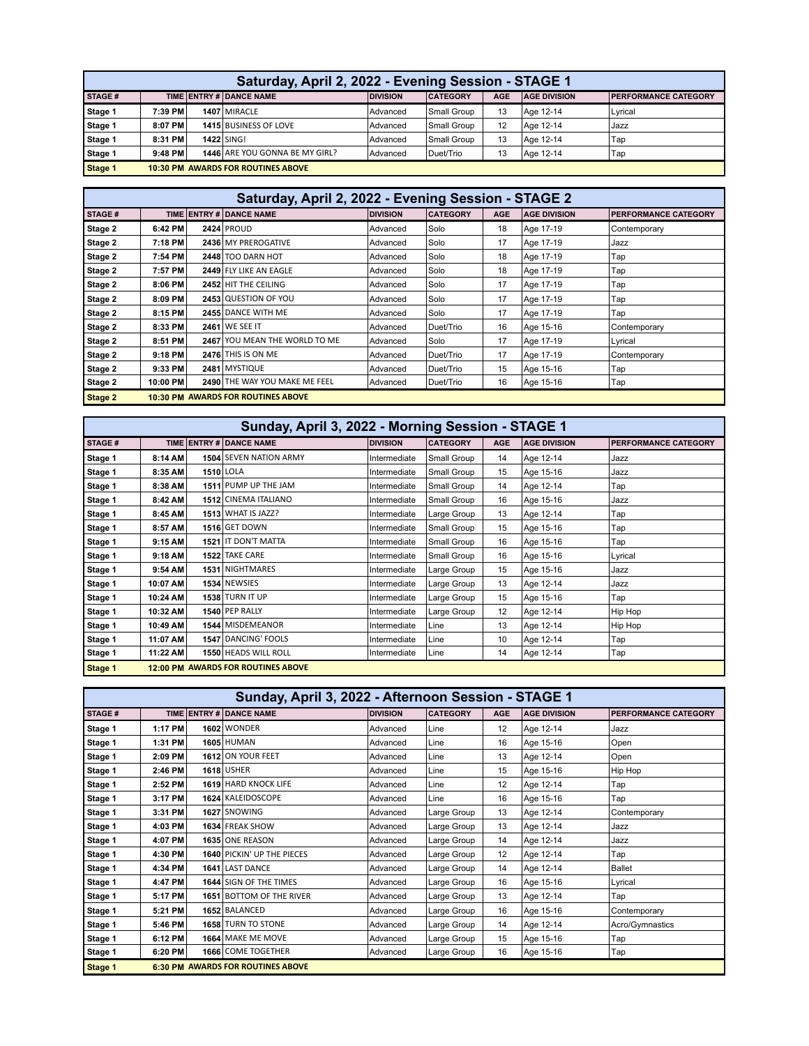## Saturday, April 2, 2022 - Evening Session - STAGE 1

| STAGE # | TIME | ENTRY # | DANCE NAME | DIVISION | CATEGORY | AGE | AGE DIVISION | PERFORMANCE CATEGORY |
|---|---|---|---|---|---|---|---|---|
| Stage 1 | 7:39 PM | 1407 | MIRACLE | Advanced | Small Group | 13 | Age 12-14 | Lyrical |
| Stage 1 | 8:07 PM | 1415 | BUSINESS OF LOVE | Advanced | Small Group | 12 | Age 12-14 | Jazz |
| Stage 1 | 8:31 PM | 1422 | SING! | Advanced | Small Group | 13 | Age 12-14 | Tap |
| Stage 1 | 9:48 PM | 1446 | ARE YOU GONNA BE MY GIRL? | Advanced | Duet/Trio | 13 | Age 12-14 | Tap |
| Stage 1 | 10:30 PM | | AWARDS FOR ROUTINES ABOVE | | | | | |

## Saturday, April 2, 2022 - Evening Session - STAGE 2

| STAGE # | TIME | ENTRY # | DANCE NAME | DIVISION | CATEGORY | AGE | AGE DIVISION | PERFORMANCE CATEGORY |
|---|---|---|---|---|---|---|---|---|
| Stage 2 | 6:42 PM | 2424 | PROUD | Advanced | Solo | 18 | Age 17-19 | Contemporary |
| Stage 2 | 7:18 PM | 2436 | MY PREROGATIVE | Advanced | Solo | 17 | Age 17-19 | Jazz |
| Stage 2 | 7:54 PM | 2448 | TOO DARN HOT | Advanced | Solo | 18 | Age 17-19 | Tap |
| Stage 2 | 7:57 PM | 2449 | FLY LIKE AN EAGLE | Advanced | Solo | 18 | Age 17-19 | Tap |
| Stage 2 | 8:06 PM | 2452 | HIT THE CEILING | Advanced | Solo | 17 | Age 17-19 | Tap |
| Stage 2 | 8:09 PM | 2453 | QUESTION OF YOU | Advanced | Solo | 17 | Age 17-19 | Tap |
| Stage 2 | 8:15 PM | 2455 | DANCE WITH ME | Advanced | Solo | 17 | Age 17-19 | Tap |
| Stage 2 | 8:33 PM | 2461 | WE SEE IT | Advanced | Duet/Trio | 16 | Age 15-16 | Contemporary |
| Stage 2 | 8:51 PM | 2467 | YOU MEAN THE WORLD TO ME | Advanced | Solo | 17 | Age 17-19 | Lyrical |
| Stage 2 | 9:18 PM | 2476 | THIS IS ON ME | Advanced | Duet/Trio | 17 | Age 17-19 | Contemporary |
| Stage 2 | 9:33 PM | 2481 | MYSTIQUE | Advanced | Duet/Trio | 15 | Age 15-16 | Tap |
| Stage 2 | 10:00 PM | 2490 | THE WAY YOU MAKE ME FEEL | Advanced | Duet/Trio | 16 | Age 15-16 | Tap |
| Stage 2 | 10:30 PM | | AWARDS FOR ROUTINES ABOVE | | | | | |

## Sunday, April 3, 2022 - Morning Session - STAGE 1

| STAGE # | TIME | ENTRY # | DANCE NAME | DIVISION | CATEGORY | AGE | AGE DIVISION | PERFORMANCE CATEGORY |
|---|---|---|---|---|---|---|---|---|
| Stage 1 | 8:14 AM | 1504 | SEVEN NATION ARMY | Intermediate | Small Group | 14 | Age 12-14 | Jazz |
| Stage 1 | 8:35 AM | 1510 | LOLA | Intermediate | Small Group | 15 | Age 15-16 | Jazz |
| Stage 1 | 8:38 AM | 1511 | PUMP UP THE JAM | Intermediate | Small Group | 14 | Age 12-14 | Tap |
| Stage 1 | 8:42 AM | 1512 | CINEMA ITALIANO | Intermediate | Small Group | 16 | Age 15-16 | Jazz |
| Stage 1 | 8:45 AM | 1513 | WHAT IS JAZZ? | Intermediate | Large Group | 13 | Age 12-14 | Tap |
| Stage 1 | 8:57 AM | 1516 | GET DOWN | Intermediate | Small Group | 15 | Age 15-16 | Tap |
| Stage 1 | 9:15 AM | 1521 | IT DON'T MATTA | Intermediate | Small Group | 16 | Age 15-16 | Tap |
| Stage 1 | 9:18 AM | 1522 | TAKE CARE | Intermediate | Small Group | 16 | Age 15-16 | Lyrical |
| Stage 1 | 9:54 AM | 1531 | NIGHTMARES | Intermediate | Large Group | 15 | Age 15-16 | Jazz |
| Stage 1 | 10:07 AM | 1534 | NEWSIES | Intermediate | Large Group | 13 | Age 12-14 | Jazz |
| Stage 1 | 10:24 AM | 1538 | TURN IT UP | Intermediate | Large Group | 15 | Age 15-16 | Tap |
| Stage 1 | 10:32 AM | 1540 | PEP RALLY | Intermediate | Large Group | 12 | Age 12-14 | Hip Hop |
| Stage 1 | 10:49 AM | 1544 | MISDEMEANOR | Intermediate | Line | 13 | Age 12-14 | Hip Hop |
| Stage 1 | 11:07 AM | 1547 | DANCING' FOOLS | Intermediate | Line | 10 | Age 12-14 | Tap |
| Stage 1 | 11:22 AM | 1550 | HEADS WILL ROLL | Intermediate | Line | 14 | Age 12-14 | Tap |
| Stage 1 | 12:00 PM | | AWARDS FOR ROUTINES ABOVE | | | | | |

## Sunday, April 3, 2022 - Afternoon Session - STAGE 1

| STAGE # | TIME | ENTRY # | DANCE NAME | DIVISION | CATEGORY | AGE | AGE DIVISION | PERFORMANCE CATEGORY |
|---|---|---|---|---|---|---|---|---|
| Stage 1 | 1:17 PM | 1602 | WONDER | Advanced | Line | 12 | Age 12-14 | Jazz |
| Stage 1 | 1:31 PM | 1605 | HUMAN | Advanced | Line | 16 | Age 15-16 | Open |
| Stage 1 | 2:09 PM | 1612 | ON YOUR FEET | Advanced | Line | 13 | Age 12-14 | Open |
| Stage 1 | 2:46 PM | 1618 | USHER | Advanced | Line | 15 | Age 15-16 | Hip Hop |
| Stage 1 | 2:52 PM | 1619 | HARD KNOCK LIFE | Advanced | Line | 12 | Age 12-14 | Tap |
| Stage 1 | 3:17 PM | 1624 | KALEIDOSCOPE | Advanced | Line | 16 | Age 15-16 | Tap |
| Stage 1 | 3:31 PM | 1627 | SNOWING | Advanced | Large Group | 13 | Age 12-14 | Contemporary |
| Stage 1 | 4:03 PM | 1634 | FREAK SHOW | Advanced | Large Group | 13 | Age 12-14 | Jazz |
| Stage 1 | 4:07 PM | 1635 | ONE REASON | Advanced | Large Group | 14 | Age 12-14 | Jazz |
| Stage 1 | 4:30 PM | 1640 | PICKIN' UP THE PIECES | Advanced | Large Group | 12 | Age 12-14 | Tap |
| Stage 1 | 4:34 PM | 1641 | LAST DANCE | Advanced | Large Group | 14 | Age 12-14 | Ballet |
| Stage 1 | 4:47 PM | 1644 | SIGN OF THE TIMES | Advanced | Large Group | 16 | Age 15-16 | Lyrical |
| Stage 1 | 5:17 PM | 1651 | BOTTOM OF THE RIVER | Advanced | Large Group | 13 | Age 12-14 | Tap |
| Stage 1 | 5:21 PM | 1652 | BALANCED | Advanced | Large Group | 16 | Age 15-16 | Contemporary |
| Stage 1 | 5:46 PM | 1658 | TURN TO STONE | Advanced | Large Group | 14 | Age 12-14 | Acro/Gymnastics |
| Stage 1 | 6:12 PM | 1664 | MAKE ME MOVE | Advanced | Large Group | 15 | Age 15-16 | Tap |
| Stage 1 | 6:20 PM | 1666 | COME TOGETHER | Advanced | Large Group | 16 | Age 15-16 | Tap |
| Stage 1 | 6:30 PM | | AWARDS FOR ROUTINES ABOVE | | | | | |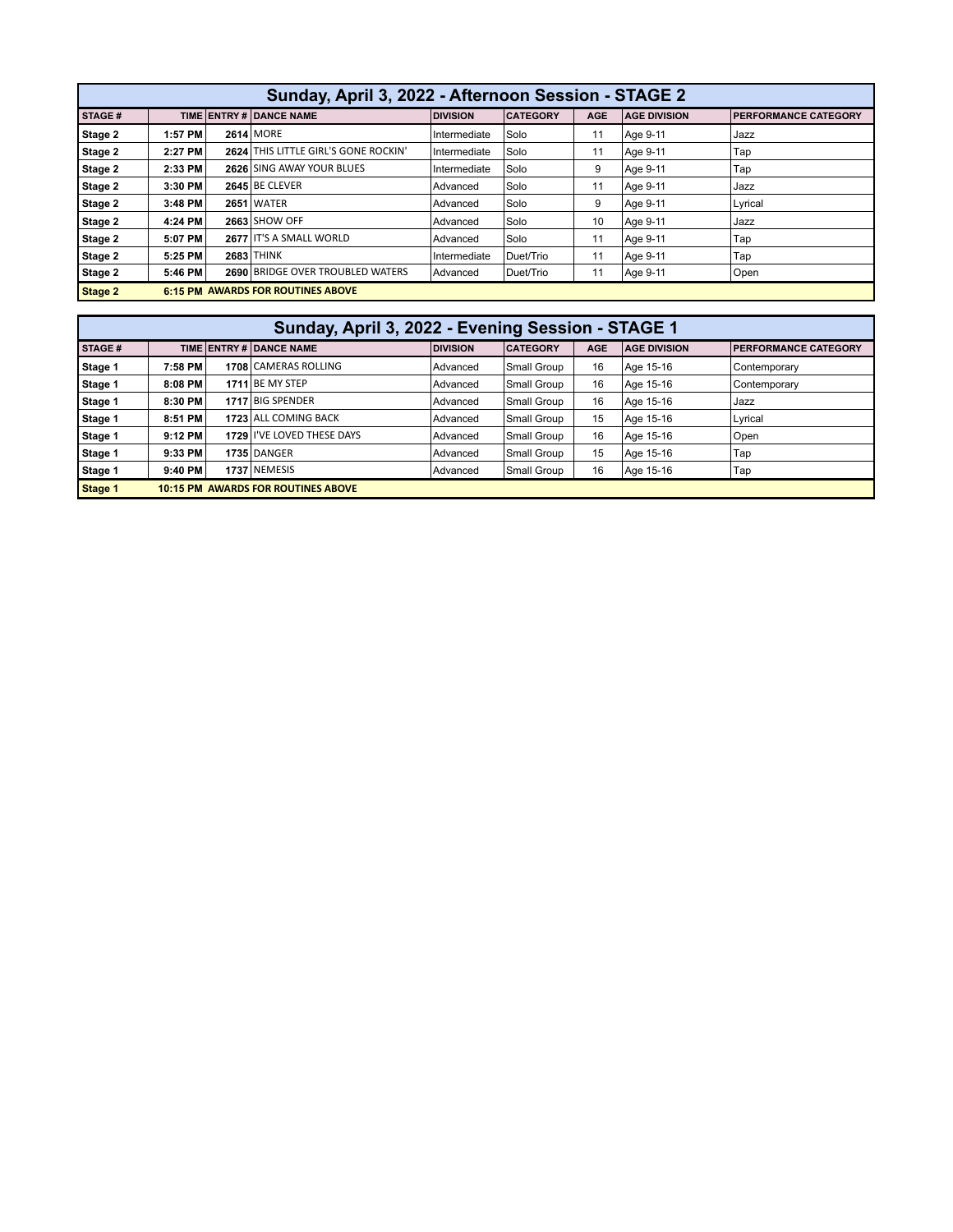## Sunday, April 3, 2022 - Afternoon Session - STAGE 2

| STAGE # | TIME | ENTRY # | DANCE NAME | DIVISION | CATEGORY | AGE | AGE DIVISION | PERFORMANCE CATEGORY |
|---|---|---|---|---|---|---|---|---|
| Stage 2 | 1:57 PM | 2614 | MORE | Intermediate | Solo | 11 | Age 9-11 | Jazz |
| Stage 2 | 2:27 PM | 2624 | THIS LITTLE GIRL'S GONE ROCKIN' | Intermediate | Solo | 11 | Age 9-11 | Tap |
| Stage 2 | 2:33 PM | 2626 | SING AWAY YOUR BLUES | Intermediate | Solo | 9 | Age 9-11 | Tap |
| Stage 2 | 3:30 PM | 2645 | BE CLEVER | Advanced | Solo | 11 | Age 9-11 | Jazz |
| Stage 2 | 3:48 PM | 2651 | WATER | Advanced | Solo | 9 | Age 9-11 | Lyrical |
| Stage 2 | 4:24 PM | 2663 | SHOW OFF | Advanced | Solo | 10 | Age 9-11 | Jazz |
| Stage 2 | 5:07 PM | 2677 | IT'S A SMALL WORLD | Advanced | Solo | 11 | Age 9-11 | Tap |
| Stage 2 | 5:25 PM | 2683 | THINK | Intermediate | Duet/Trio | 11 | Age 9-11 | Tap |
| Stage 2 | 5:46 PM | 2690 | BRIDGE OVER TROUBLED WATERS | Advanced | Duet/Trio | 11 | Age 9-11 | Open |
| Stage 2 | 6:15 PM | | AWARDS FOR ROUTINES ABOVE | | | | | |

## Sunday, April 3, 2022 - Evening Session - STAGE 1

| STAGE # | TIME | ENTRY # | DANCE NAME | DIVISION | CATEGORY | AGE | AGE DIVISION | PERFORMANCE CATEGORY |
|---|---|---|---|---|---|---|---|---|
| Stage 1 | 7:58 PM | 1708 | CAMERAS ROLLING | Advanced | Small Group | 16 | Age 15-16 | Contemporary |
| Stage 1 | 8:08 PM | 1711 | BE MY STEP | Advanced | Small Group | 16 | Age 15-16 | Contemporary |
| Stage 1 | 8:30 PM | 1717 | BIG SPENDER | Advanced | Small Group | 16 | Age 15-16 | Jazz |
| Stage 1 | 8:51 PM | 1723 | ALL COMING BACK | Advanced | Small Group | 15 | Age 15-16 | Lyrical |
| Stage 1 | 9:12 PM | 1729 | I'VE LOVED THESE DAYS | Advanced | Small Group | 16 | Age 15-16 | Open |
| Stage 1 | 9:33 PM | 1735 | DANGER | Advanced | Small Group | 15 | Age 15-16 | Tap |
| Stage 1 | 9:40 PM | 1737 | NEMESIS | Advanced | Small Group | 16 | Age 15-16 | Tap |
| Stage 1 | 10:15 PM | | AWARDS FOR ROUTINES ABOVE | | | | | |